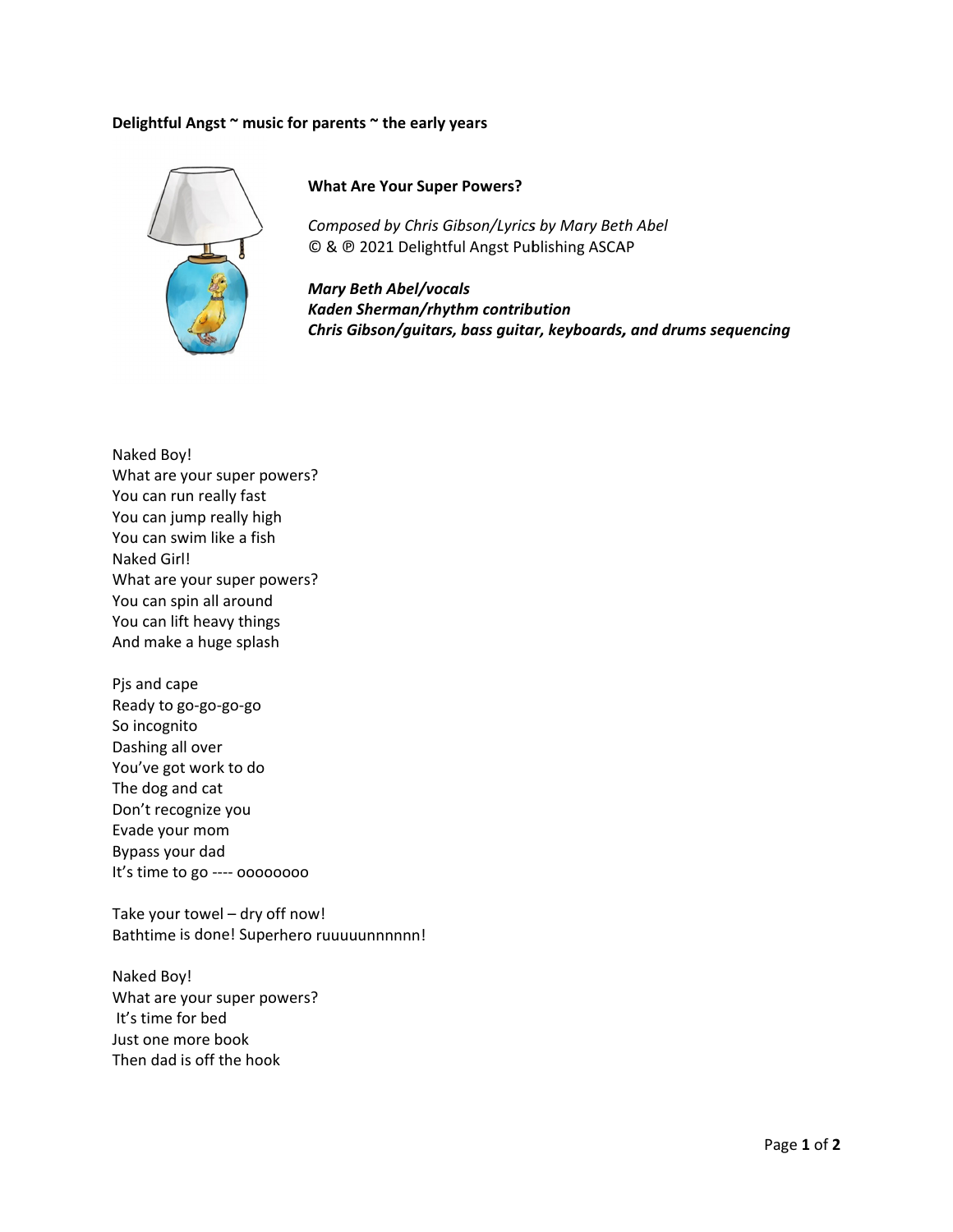**Delightful Angst ~ music for parents ~ the early years**

## What Are Your Super Powers?

*Composed by Chris Gibson/Lyrics by Mary Beth Abel*
© & ℗ 2021 Delightful Angst Publishing ASCAP

***Mary Beth Abel/vocals***
***Kaden Sherman/rhythm contribution***
***Chris Gibson/guitars, bass guitar, keyboards, and drums sequencing***

Naked Boy!
What are your super powers?
You can run really fast
You can jump really high
You can swim like a fish
Naked Girl!
What are your super powers?
You can spin all around
You can lift heavy things
And make a huge splash

Pjs and cape
Ready to go-go-go-go
So incognito
Dashing all over
You've got work to do
The dog and cat
Don't recognize you
Evade your mom
Bypass your dad
It's time to go ---- oooooooo

Take your towel – dry off now!
Bathtime is done! Superhero ruuuuunnnnnn!

Naked Boy!
What are your super powers?
It's time for bed
Just one more book
Then dad is off the hook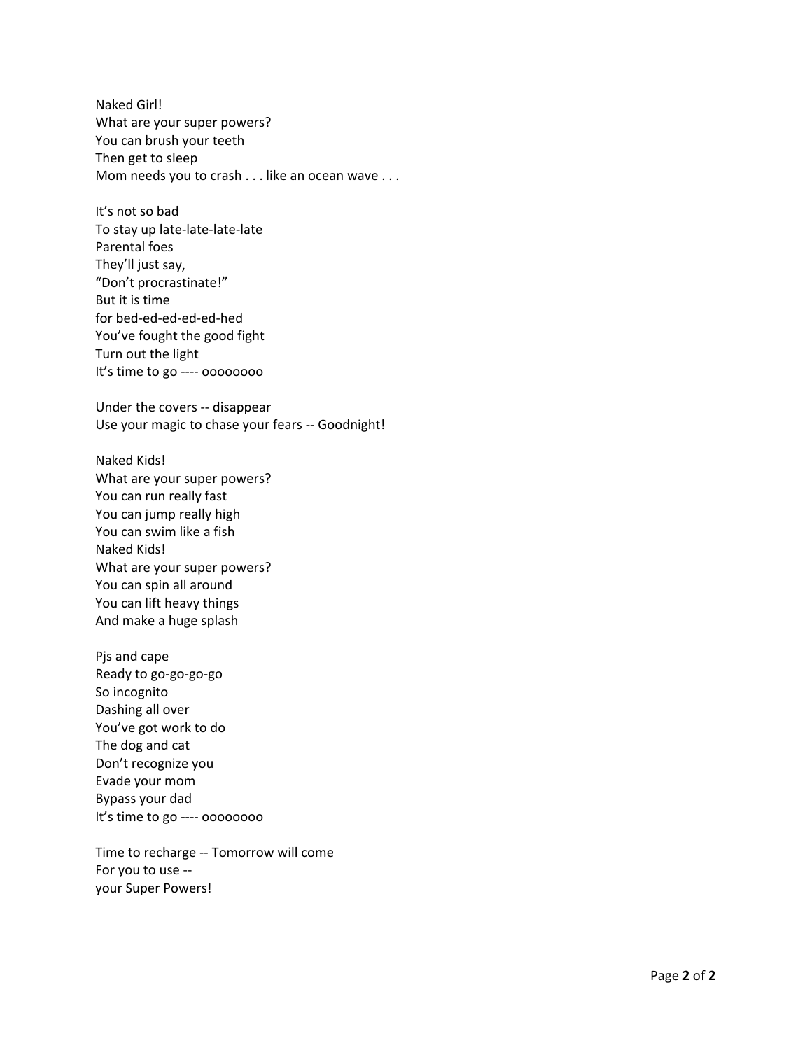Naked Girl!  
What are your super powers?  
You can brush your teeth  
Then get to sleep  
Mom needs you to crash . . . like an ocean wave . . .

It's not so bad  
To stay up late-late-late-late  
Parental foes  
They'll just say,  
"Don't procrastinate!"  
But it is time  
for bed-ed-ed-ed-ed-hed  
You've fought the good fight  
Turn out the light  
It's time to go ---- oooooooo

Under the covers -- disappear  
Use your magic to chase your fears -- Goodnight!

Naked Kids!  
What are your super powers?  
You can run really fast  
You can jump really high  
You can swim like a fish  
Naked Kids!  
What are your super powers?  
You can spin all around  
You can lift heavy things  
And make a huge splash

Pjs and cape  
Ready to go-go-go-go  
So incognito  
Dashing all over  
You've got work to do  
The dog and cat  
Don't recognize you  
Evade your mom  
Bypass your dad  
It's time to go ---- oooooooo

Time to recharge -- Tomorrow will come  
For you to use --  
your Super Powers!